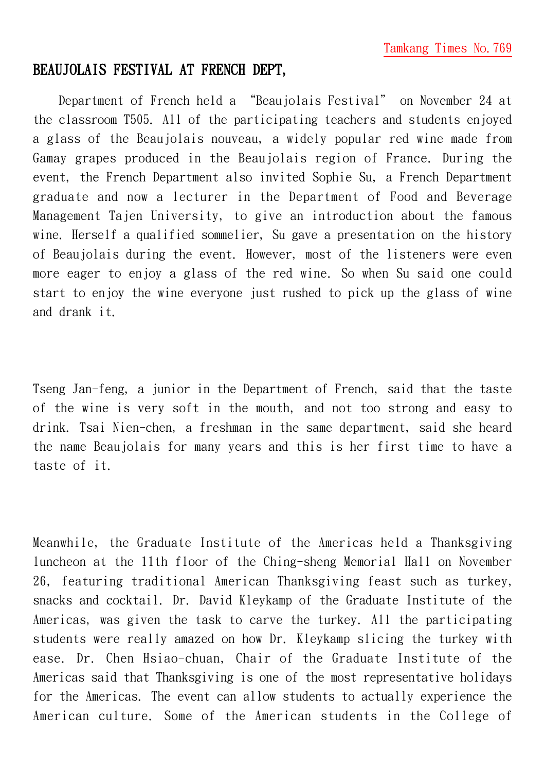Tamkang Times No.769

# BEAUJOLAIS FESTIVAL AT FRENCH DEPT,

Department of French held a “Beaujolais Festival” on November 24 at the classroom T505. All of the participating teachers and students enjoyed a glass of the Beaujolais nouveau, a widely popular red wine made from Gamay grapes produced in the Beaujolais region of France. During the event, the French Department also invited Sophie Su, a French Department graduate and now a lecturer in the Department of Food and Beverage Management Tajen University, to give an introduction about the famous wine. Herself a qualified sommelier, Su gave a presentation on the history of Beaujolais during the event. However, most of the listeners were even more eager to enjoy a glass of the red wine. So when Su said one could start to enjoy the wine everyone just rushed to pick up the glass of wine and drank it.

Tseng Jan-feng, a junior in the Department of French, said that the taste of the wine is very soft in the mouth, and not too strong and easy to drink. Tsai Nien-chen, a freshman in the same department, said she heard the name Beaujolais for many years and this is her first time to have a taste of it.

Meanwhile, the Graduate Institute of the Americas held a Thanksgiving luncheon at the 11th floor of the Ching-sheng Memorial Hall on November 26, featuring traditional American Thanksgiving feast such as turkey, snacks and cocktail. Dr. David Kleykamp of the Graduate Institute of the Americas, was given the task to carve the turkey. All the participating students were really amazed on how Dr. Kleykamp slicing the turkey with ease. Dr. Chen Hsiao-chuan, Chair of the Graduate Institute of the Americas said that Thanksgiving is one of the most representative holidays for the Americas. The event can allow students to actually experience the American culture. Some of the American students in the College of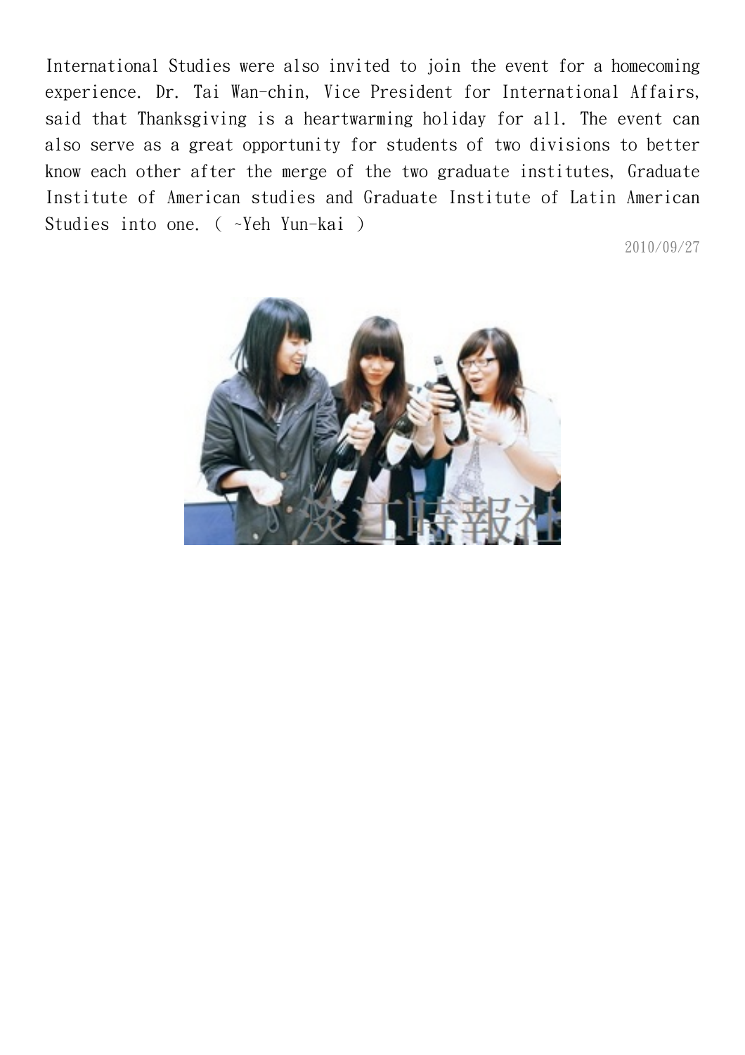International Studies were also invited to join the event for a homecoming experience. Dr. Tai Wan-chin, Vice President for International Affairs, said that Thanksgiving is a heartwarming holiday for all. The event can also serve as a great opportunity for students of two divisions to better know each other after the merge of the two graduate institutes, Graduate Institute of American studies and Graduate Institute of Latin American Studies into one. ( ~Yeh Yun-kai )

2010/09/27